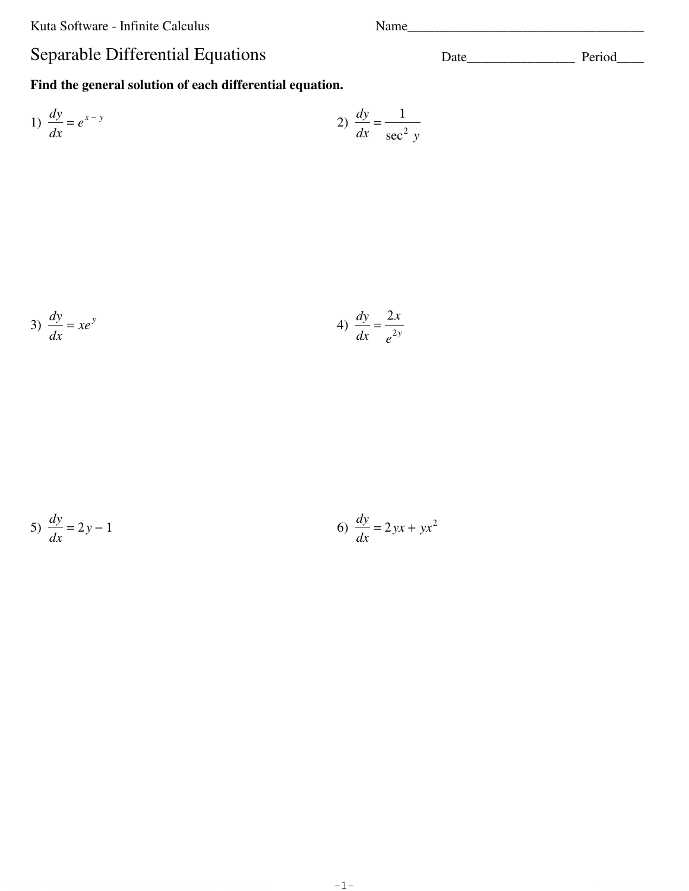Kuta Software - Infinite Calculus

Name___________________________________

# Separable Differential Equations

Date________________ Period____

**Find the general solution of each differential equation.**

1) $\dfrac{dy}{dx} = e^{x-y}$

2) $\dfrac{dy}{dx} = \dfrac{1}{\sec^2 y}$

3) $\dfrac{dy}{dx} = xe^y$

4) $\dfrac{dy}{dx} = \dfrac{2x}{e^{2y}}$

5) $\dfrac{dy}{dx} = 2y - 1$

6) $\dfrac{dy}{dx} = 2yx + yx^2$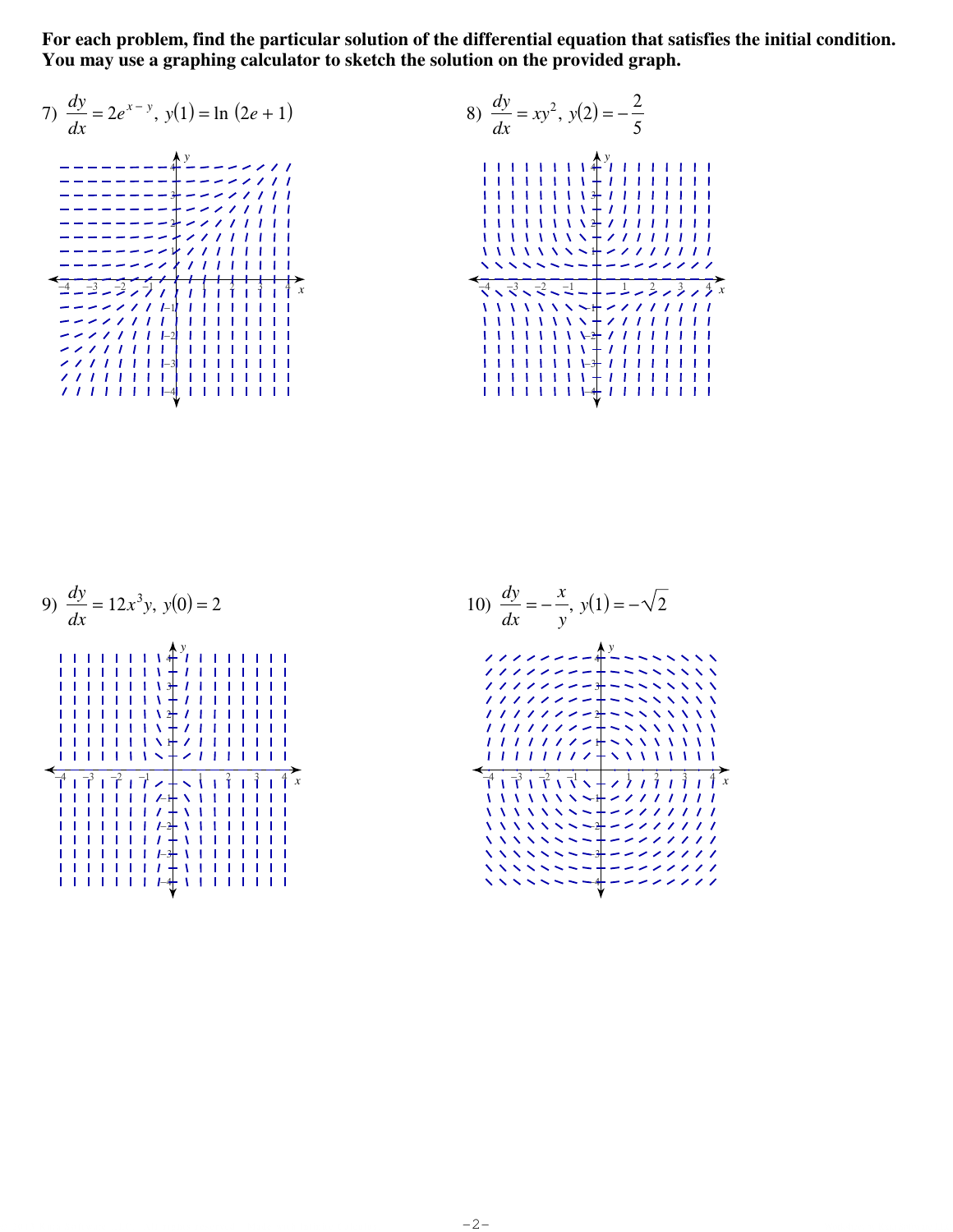**For each problem, find the particular solution of the differential equation that satisfies the initial condition. You may use a graphing calculator to sketch the solution on the provided graph.**

7) $\dfrac{dy}{dx} = 2e^{x-y}$, $y(1) = \ln(2e+1)$

8) $\dfrac{dy}{dx} = xy^2$, $y(2) = -\dfrac{2}{5}$

9) $\dfrac{dy}{dx} = 12x^3y$, $y(0) = 2$

10) $\dfrac{dy}{dx} = -\dfrac{x}{y}$, $y(1) = -\sqrt{2}$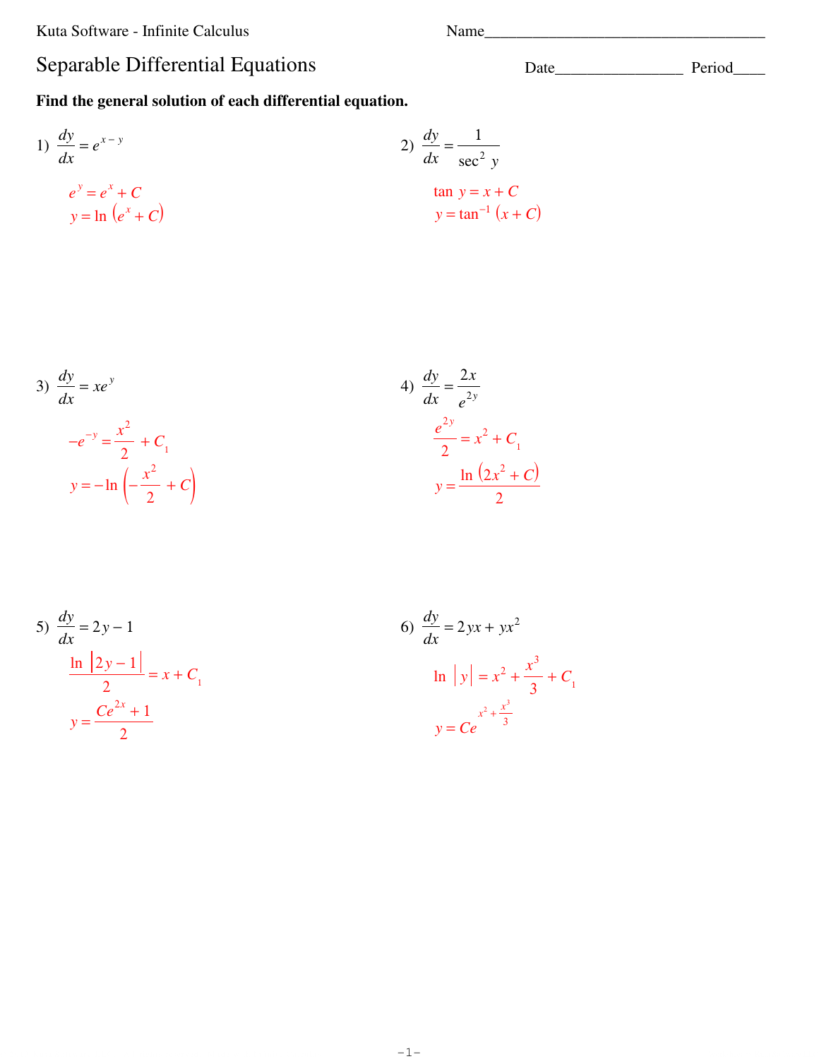Kuta Software - Infinite Calculus

Name____________________________________

# Separable Differential Equations

Date________________ Period____

**Find the general solution of each differential equation.**

1) $\dfrac{dy}{dx} = e^{x-y}$

$e^{y} = e^{x} + C$

$y = \ln\left(e^{x} + C\right)$

2) $\dfrac{dy}{dx} = \dfrac{1}{\sec^{2} y}$

$\tan\ y = x + C$

$y = \tan^{-1}\left(x + C\right)$

3) $\dfrac{dy}{dx} = xe^{y}$

$-e^{-y} = \dfrac{x^{2}}{2} + C_{1}$

$y = -\ln\left(-\dfrac{x^{2}}{2} + C\right)$

4) $\dfrac{dy}{dx} = \dfrac{2x}{e^{2y}}$

$\dfrac{e^{2y}}{2} = x^{2} + C_{1}$

$y = \dfrac{\ln\left(2x^{2} + C\right)}{2}$

5) $\dfrac{dy}{dx} = 2y - 1$

$\dfrac{\ln\ \left|2y - 1\right|}{2} = x + C_{1}$

$y = \dfrac{Ce^{2x} + 1}{2}$

6) $\dfrac{dy}{dx} = 2yx + yx^{2}$

$\ln\ \left|y\right| = x^{2} + \dfrac{x^{3}}{3} + C_{1}$

$y = Ce^{x^{2} + \frac{x^{3}}{3}}$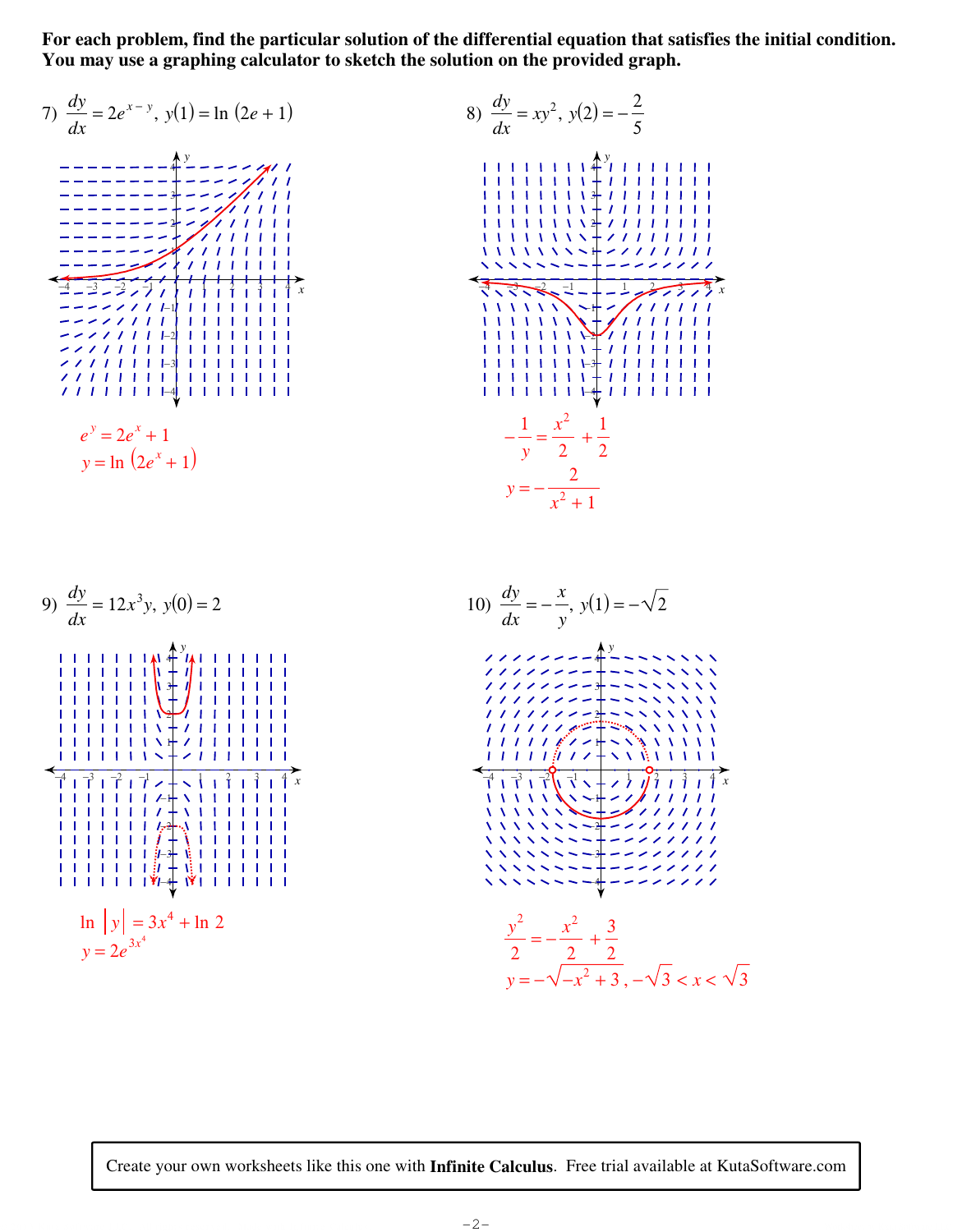**For each problem, find the particular solution of the differential equation that satisfies the initial condition. You may use a graphing calculator to sketch the solution on the provided graph.**

7) $\frac{dy}{dx} = 2e^{x-y}$, $y(1) = \ln(2e + 1)$

$e^y = 2e^x + 1$

$y = \ln(2e^x + 1)$

8) $\frac{dy}{dx} = xy^2$, $y(2) = -\frac{2}{5}$

$-\frac{1}{y} = \frac{x^2}{2} + \frac{1}{2}$

$y = -\frac{2}{x^2 + 1}$

9) $\frac{dy}{dx} = 12x^3 y$, $y(0) = 2$

$\ln |y| = 3x^4 + \ln 2$

$y = 2e^{3x^4}$

10) $\frac{dy}{dx} = -\frac{x}{y}$, $y(1) = -\sqrt{2}$

$\frac{y^2}{2} = -\frac{x^2}{2} + \frac{3}{2}$

$y = -\sqrt{-x^2 + 3}$, $-\sqrt{3} < x < \sqrt{3}$

Create your own worksheets like this one with **Infinite Calculus**. Free trial available at KutaSoftware.com